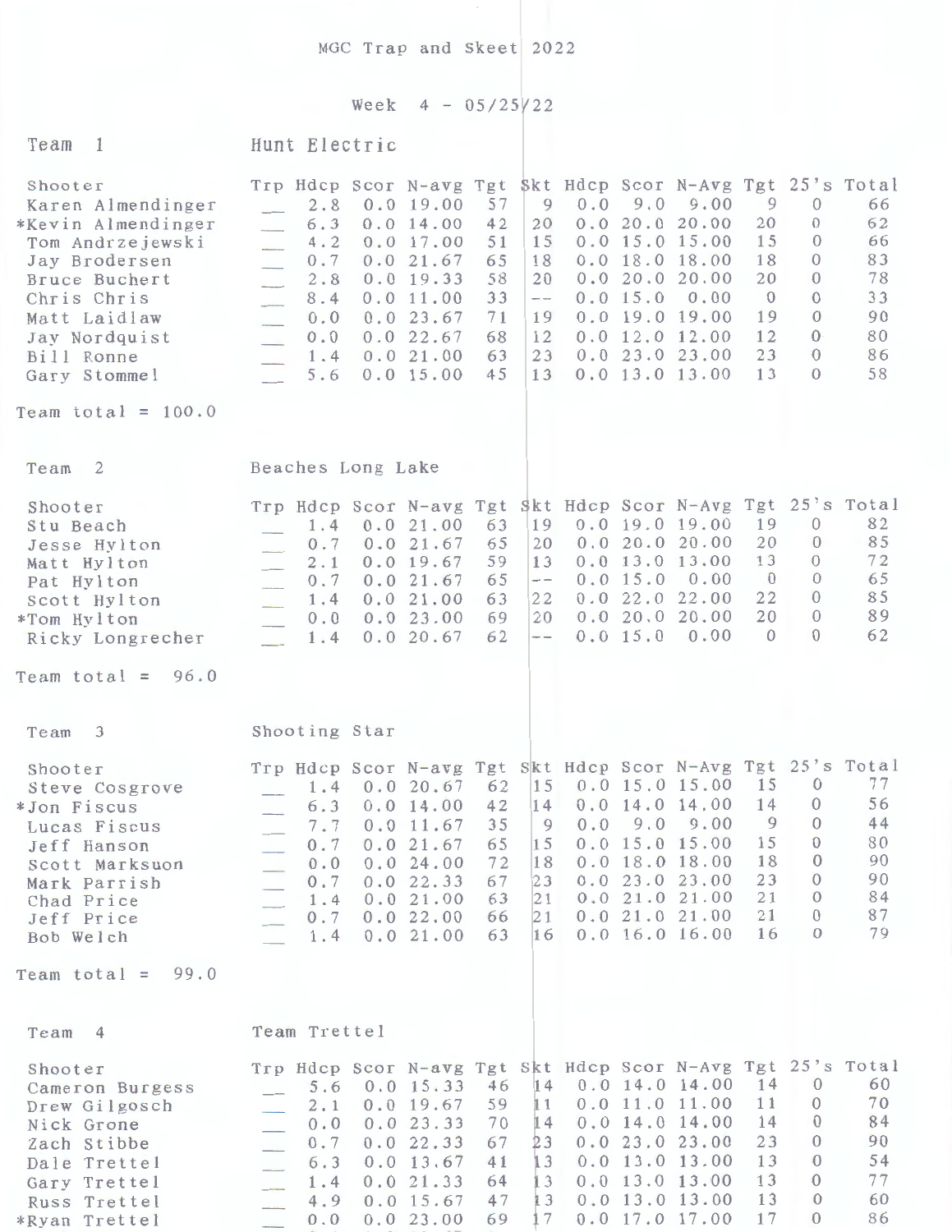# MGC Trap and Skeet 2022

## Week 4 - 05/25/22

### Team 1 — Hunt Electric

| Shooter | Trp | Hdcp | Scor | N-avg | Tgt | Skt | Hdcp | Scor | N-Avg | Tgt | 25's | Total |
|---|---|---|---|---|---|---|---|---|---|---|---|---|
| Karen Almendinger | ___ | 2.8 | 0.0 | 19.00 | 57 | 9 | 0.0 | 9.0 | 9.00 | 9 | 0 | 66 |
| *Kevin Almendinger | ___ | 6.3 | 0.0 | 14.00 | 42 | 20 | 0.0 | 20.0 | 20.00 | 20 | 0 | 62 |
| Tom Andrzejewski | ___ | 4.2 | 0.0 | 17.00 | 51 | 15 | 0.0 | 15.0 | 15.00 | 15 | 0 | 66 |
| Jay Brodersen | ___ | 0.7 | 0.0 | 21.67 | 65 | 18 | 0.0 | 18.0 | 18.00 | 18 | 0 | 83 |
| Bruce Buchert | ___ | 2.8 | 0.0 | 19.33 | 58 | 20 | 0.0 | 20.0 | 20.00 | 20 | 0 | 78 |
| Chris Chris | ___ | 8.4 | 0.0 | 11.00 | 33 | -- | 0.0 | 15.0 | 0.00 | 0 | 0 | 33 |
| Matt Laidlaw | ___ | 0.0 | 0.0 | 23.67 | 71 | 19 | 0.0 | 19.0 | 19.00 | 19 | 0 | 90 |
| Jay Nordquist | ___ | 0.0 | 0.0 | 22.67 | 68 | 12 | 0.0 | 12.0 | 12.00 | 12 | 0 | 80 |
| Bill Ronne | ___ | 1.4 | 0.0 | 21.00 | 63 | 23 | 0.0 | 23.0 | 23.00 | 23 | 0 | 86 |
| Gary Stommel | ___ | 5.6 | 0.0 | 15.00 | 45 | 13 | 0.0 | 13.0 | 13.00 | 13 | 0 | 58 |

Team total = 100.0

### Team 2 — Beaches Long Lake

| Shooter | Trp | Hdcp | Scor | N-avg | Tgt | Skt | Hdcp | Scor | N-Avg | Tgt | 25's | Total |
|---|---|---|---|---|---|---|---|---|---|---|---|---|
| Stu Beach | ___ | 1.4 | 0.0 | 21.00 | 63 | 19 | 0.0 | 19.0 | 19.00 | 19 | 0 | 82 |
| Jesse Hylton | ___ | 0.7 | 0.0 | 21.67 | 65 | 20 | 0.0 | 20.0 | 20.00 | 20 | 0 | 85 |
| Matt Hylton | ___ | 2.1 | 0.0 | 19.67 | 59 | 13 | 0.0 | 13.0 | 13.00 | 13 | 0 | 72 |
| Pat Hylton | ___ | 0.7 | 0.0 | 21.67 | 65 | -- | 0.0 | 15.0 | 0.00 | 0 | 0 | 65 |
| Scott Hylton | ___ | 1.4 | 0.0 | 21.00 | 63 | 22 | 0.0 | 22.0 | 22.00 | 22 | 0 | 85 |
| *Tom Hylton | ___ | 0.0 | 0.0 | 23.00 | 69 | 20 | 0.0 | 20.0 | 20.00 | 20 | 0 | 89 |
| Ricky Longrecher | ___ | 1.4 | 0.0 | 20.67 | 62 | -- | 0.0 | 15.0 | 0.00 | 0 | 0 | 62 |

Team total = 96.0

### Team 3 — Shooting Star

| Shooter | Trp | Hdcp | Scor | N-avg | Tgt | Skt | Hdcp | Scor | N-Avg | Tgt | 25's | Total |
|---|---|---|---|---|---|---|---|---|---|---|---|---|
| Steve Cosgrove | ___ | 1.4 | 0.0 | 20.67 | 62 | 15 | 0.0 | 15.0 | 15.00 | 15 | 0 | 77 |
| *Jon Fiscus | ___ | 6.3 | 0.0 | 14.00 | 42 | 14 | 0.0 | 14.0 | 14.00 | 14 | 0 | 56 |
| Lucas Fiscus | ___ | 7.7 | 0.0 | 11.67 | 35 | 9 | 0.0 | 9.0 | 9.00 | 9 | 0 | 44 |
| Jeff Hanson | ___ | 0.7 | 0.0 | 21.67 | 65 | 15 | 0.0 | 15.0 | 15.00 | 15 | 0 | 80 |
| Scott Marksuon | ___ | 0.0 | 0.0 | 24.00 | 72 | 18 | 0.0 | 18.0 | 18.00 | 18 | 0 | 90 |
| Mark Parrish | ___ | 0.7 | 0.0 | 22.33 | 67 | 23 | 0.0 | 23.0 | 23.00 | 23 | 0 | 90 |
| Chad Price | ___ | 1.4 | 0.0 | 21.00 | 63 | 21 | 0.0 | 21.0 | 21.00 | 21 | 0 | 84 |
| Jeff Price | ___ | 0.7 | 0.0 | 22.00 | 66 | 21 | 0.0 | 21.0 | 21.00 | 21 | 0 | 87 |
| Bob Welch | ___ | 1.4 | 0.0 | 21.00 | 63 | 16 | 0.0 | 16.0 | 16.00 | 16 | 0 | 79 |

Team total = 99.0

### Team 4 — Team Trettel

| Shooter | Trp | Hdcp | Scor | N-avg | Tgt | Skt | Hdcp | Scor | N-Avg | Tgt | 25's | Total |
|---|---|---|---|---|---|---|---|---|---|---|---|---|
| Cameron Burgess | ___ | 5.6 | 0.0 | 15.33 | 46 | 14 | 0.0 | 14.0 | 14.00 | 14 | 0 | 60 |
| Drew Gilgosch | ___ | 2.1 | 0.0 | 19.67 | 59 | 11 | 0.0 | 11.0 | 11.00 | 11 | 0 | 70 |
| Nick Grone | ___ | 0.0 | 0.0 | 23.33 | 70 | 14 | 0.0 | 14.0 | 14.00 | 14 | 0 | 84 |
| Zach Stibbe | ___ | 0.7 | 0.0 | 22.33 | 67 | 23 | 0.0 | 23.0 | 23.00 | 23 | 0 | 90 |
| Dale Trettel | ___ | 6.3 | 0.0 | 13.67 | 41 | 13 | 0.0 | 13.0 | 13.00 | 13 | 0 | 54 |
| Gary Trettel | ___ | 1.4 | 0.0 | 21.33 | 64 | 13 | 0.0 | 13.0 | 13.00 | 13 | 0 | 77 |
| Russ Trettel | ___ | 4.9 | 0.0 | 15.67 | 47 | 13 | 0.0 | 13.0 | 13.00 | 13 | 0 | 60 |
| *Ryan Trettel | ___ | 0.0 | 0.0 | 23.00 | 69 | 17 | 0.0 | 17.0 | 17.00 | 17 | 0 | 86 |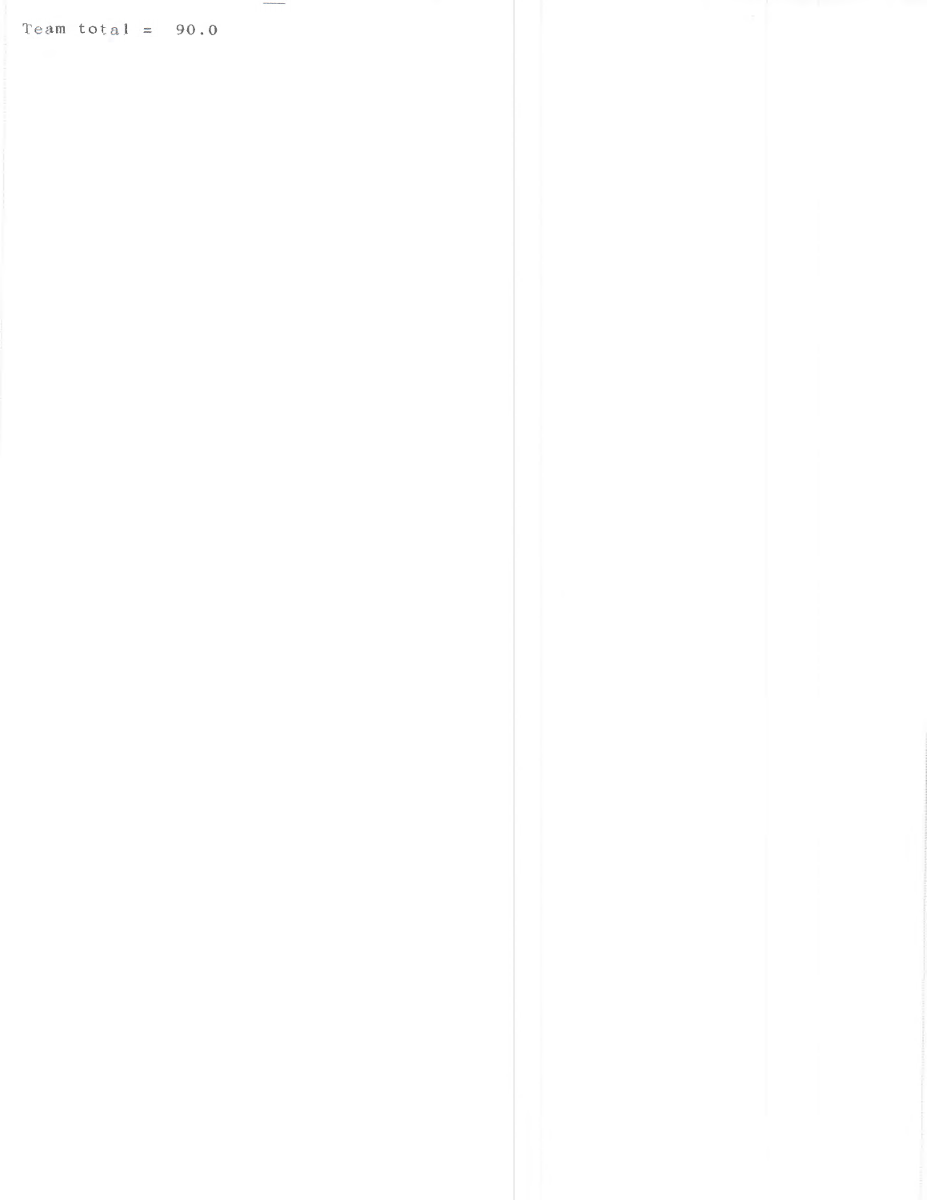Team total = 90.0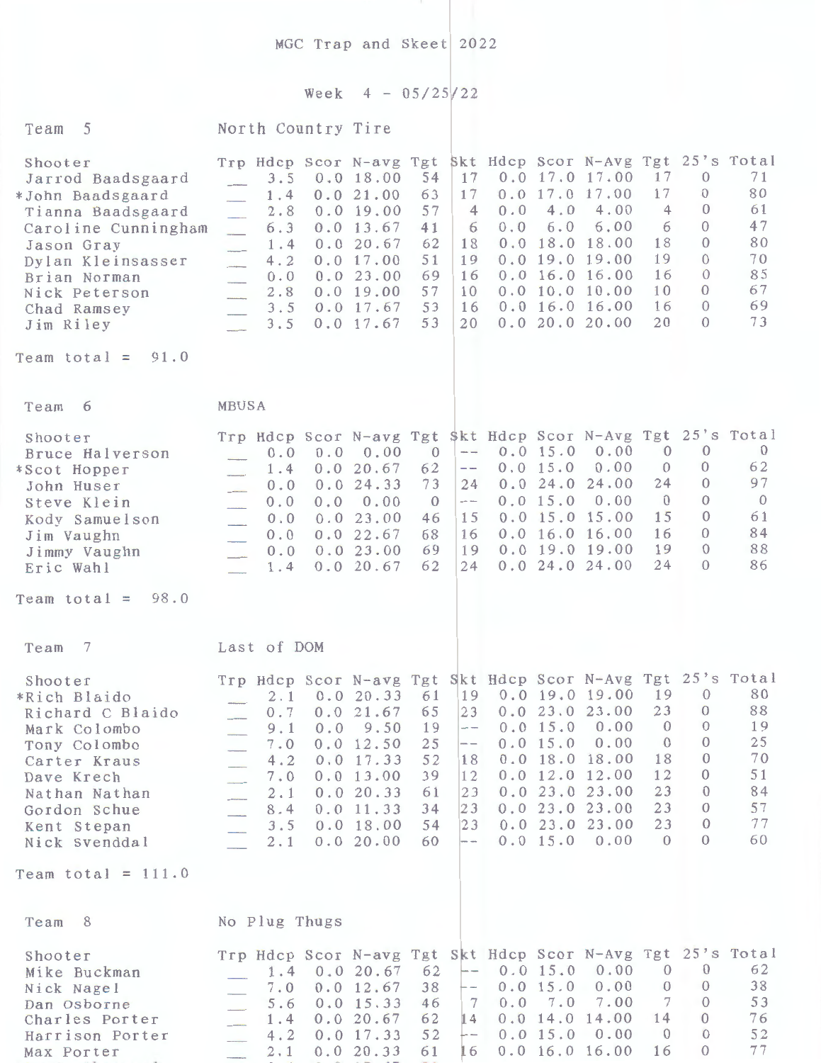# MGC Trap and Skeet 2022

## Week 4 - 05/25/22

### Team 5 North Country Tire

| Shooter | Trp | Hdcp | Scor | N-avg | Tgt | Skt | Hdcp | Scor | N-Avg | Tgt | 25's | Total |
|---|---|---|---|---|---|---|---|---|---|---|---|---|
| Jarrod Baadsgaard | ___ | 3.5 | 0.0 | 18.00 | 54 | 17 | 0.0 | 17.0 | 17.00 | 17 | 0 | 71 |
| *John Baadsgaard | ___ | 1.4 | 0.0 | 21.00 | 63 | 17 | 0.0 | 17.0 | 17.00 | 17 | 0 | 80 |
| Tianna Baadsgaard | ___ | 2.8 | 0.0 | 19.00 | 57 | 4 | 0.0 | 4.0 | 4.00 | 4 | 0 | 61 |
| Caroline Cunningham | ___ | 6.3 | 0.0 | 13.67 | 41 | 6 | 0.0 | 6.0 | 6.00 | 6 | 0 | 47 |
| Jason Gray | ___ | 1.4 | 0.0 | 20.67 | 62 | 18 | 0.0 | 18.0 | 18.00 | 18 | 0 | 80 |
| Dylan Kleinsasser | ___ | 4.2 | 0.0 | 17.00 | 51 | 19 | 0.0 | 19.0 | 19.00 | 19 | 0 | 70 |
| Brian Norman | ___ | 0.0 | 0.0 | 23.00 | 69 | 16 | 0.0 | 16.0 | 16.00 | 16 | 0 | 85 |
| Nick Peterson | ___ | 2.8 | 0.0 | 19.00 | 57 | 10 | 0.0 | 10.0 | 10.00 | 10 | 0 | 67 |
| Chad Ramsey | ___ | 3.5 | 0.0 | 17.67 | 53 | 16 | 0.0 | 16.0 | 16.00 | 16 | 0 | 69 |
| Jim Riley | ___ | 3.5 | 0.0 | 17.67 | 53 | 20 | 0.0 | 20.0 | 20.00 | 20 | 0 | 73 |

Team total = 91.0

### Team 6 MBUSA

| Shooter | Trp | Hdcp | Scor | N-avg | Tgt | Skt | Hdcp | Scor | N-Avg | Tgt | 25's | Total |
|---|---|---|---|---|---|---|---|---|---|---|---|---|
| Bruce Halverson | ___ | 0.0 | 0.0 | 0.00 | 0 | -- | 0.0 | 15.0 | 0.00 | 0 | 0 | 0 |
| *Scot Hopper | ___ | 1.4 | 0.0 | 20.67 | 62 | -- | 0.0 | 15.0 | 0.00 | 0 | 0 | 62 |
| John Huser | ___ | 0.0 | 0.0 | 24.33 | 73 | 24 | 0.0 | 24.0 | 24.00 | 24 | 0 | 97 |
| Steve Klein | ___ | 0.0 | 0.0 | 0.00 | 0 | -- | 0.0 | 15.0 | 0.00 | 0 | 0 | 0 |
| Kody Samuelson | ___ | 0.0 | 0.0 | 23.00 | 46 | 15 | 0.0 | 15.0 | 15.00 | 15 | 0 | 61 |
| Jim Vaughn | ___ | 0.0 | 0.0 | 22.67 | 68 | 16 | 0.0 | 16.0 | 16.00 | 16 | 0 | 84 |
| Jimmy Vaughn | ___ | 0.0 | 0.0 | 23.00 | 69 | 19 | 0.0 | 19.0 | 19.00 | 19 | 0 | 88 |
| Eric Wahl | ___ | 1.4 | 0.0 | 20.67 | 62 | 24 | 0.0 | 24.0 | 24.00 | 24 | 0 | 86 |

Team total = 98.0

### Team 7 Last of DOM

| Shooter | Trp | Hdcp | Scor | N-avg | Tgt | Skt | Hdcp | Scor | N-Avg | Tgt | 25's | Total |
|---|---|---|---|---|---|---|---|---|---|---|---|---|
| *Rich Blaido | ___ | 2.1 | 0.0 | 20.33 | 61 | 19 | 0.0 | 19.0 | 19.00 | 19 | 0 | 80 |
| Richard C Blaido | ___ | 0.7 | 0.0 | 21.67 | 65 | 23 | 0.0 | 23.0 | 23.00 | 23 | 0 | 88 |
| Mark Colombo | ___ | 9.1 | 0.0 | 9.50 | 19 | -- | 0.0 | 15.0 | 0.00 | 0 | 0 | 19 |
| Tony Colombo | ___ | 7.0 | 0.0 | 12.50 | 25 | -- | 0.0 | 15.0 | 0.00 | 0 | 0 | 25 |
| Carter Kraus | ___ | 4.2 | 0.0 | 17.33 | 52 | 18 | 0.0 | 18.0 | 18.00 | 18 | 0 | 70 |
| Dave Krech | ___ | 7.0 | 0.0 | 13.00 | 39 | 12 | 0.0 | 12.0 | 12.00 | 12 | 0 | 51 |
| Nathan Nathan | ___ | 2.1 | 0.0 | 20.33 | 61 | 23 | 0.0 | 23.0 | 23.00 | 23 | 0 | 84 |
| Gordon Schue | ___ | 8.4 | 0.0 | 11.33 | 34 | 23 | 0.0 | 23.0 | 23.00 | 23 | 0 | 57 |
| Kent Stepan | ___ | 3.5 | 0.0 | 18.00 | 54 | 23 | 0.0 | 23.0 | 23.00 | 23 | 0 | 77 |
| Nick Svenddal | ___ | 2.1 | 0.0 | 20.00 | 60 | -- | 0.0 | 15.0 | 0.00 | 0 | 0 | 60 |

Team total = 111.0

### Team 8 No Plug Thugs

| Shooter | Trp | Hdcp | Scor | N-avg | Tgt | Skt | Hdcp | Scor | N-Avg | Tgt | 25's | Total |
|---|---|---|---|---|---|---|---|---|---|---|---|---|
| Mike Buckman | ___ | 1.4 | 0.0 | 20.67 | 62 | -- | 0.0 | 15.0 | 0.00 | 0 | 0 | 62 |
| Nick Nagel | ___ | 7.0 | 0.0 | 12.67 | 38 | -- | 0.0 | 15.0 | 0.00 | 0 | 0 | 38 |
| Dan Osborne | ___ | 5.6 | 0.0 | 15.33 | 46 | 7 | 0.0 | 7.0 | 7.00 | 7 | 0 | 53 |
| Charles Porter | ___ | 1.4 | 0.0 | 20.67 | 62 | 14 | 0.0 | 14.0 | 14.00 | 14 | 0 | 76 |
| Harrison Porter | ___ | 4.2 | 0.0 | 17.33 | 52 | -- | 0.0 | 15.0 | 0.00 | 0 | 0 | 52 |
| Max Porter | ___ | 2.1 | 0.0 | 20.33 | 61 | 16 | 0.0 | 16.0 | 16.00 | 16 | 0 | 77 |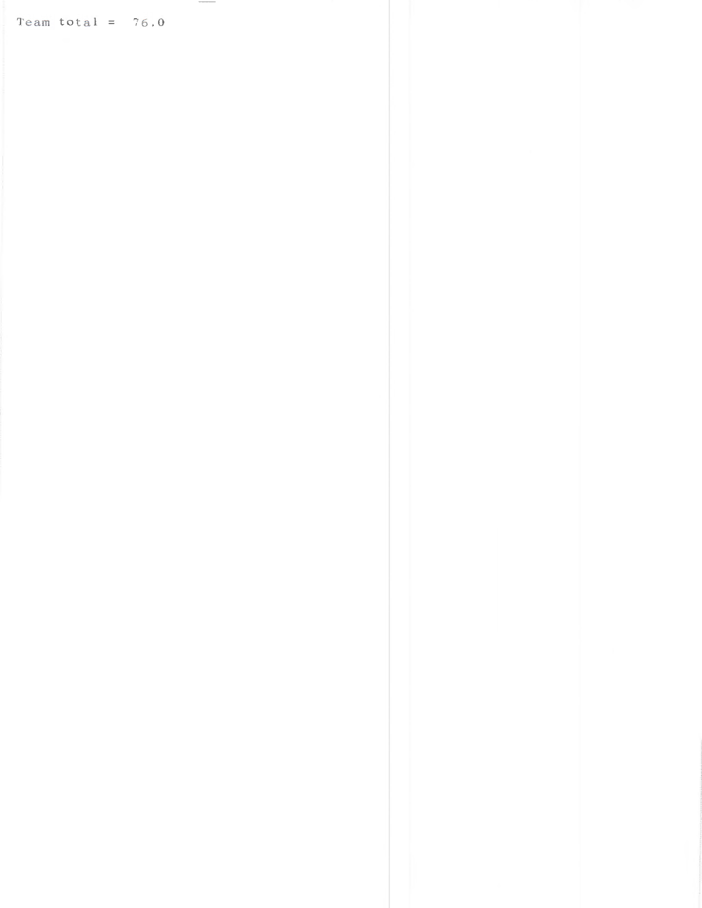Team total = 76.0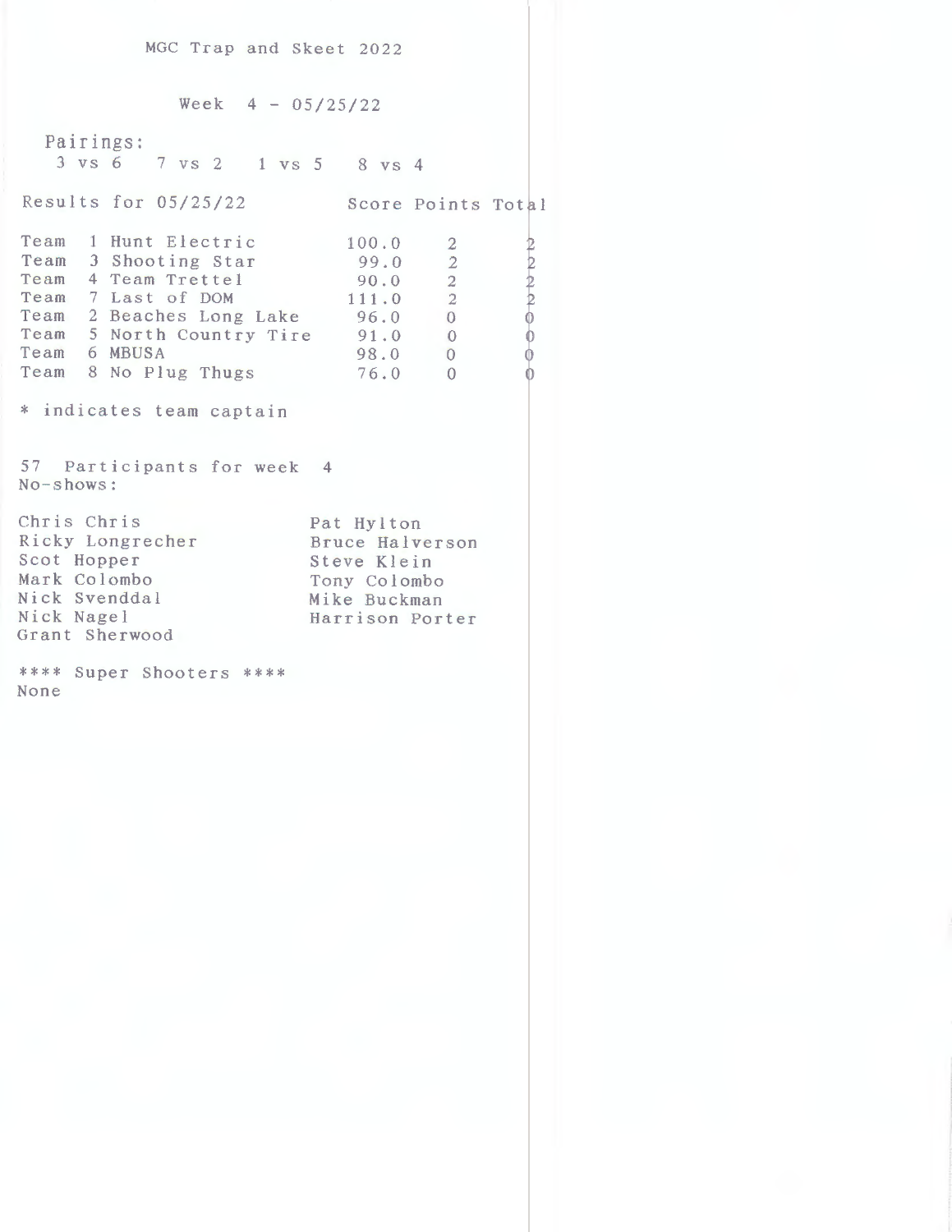MGC Trap and Skeet 2022

Week 4 - 05/25/22

Pairings:
3 vs 6 7 vs 2 1 vs 5 8 vs 4

| Results for 05/25/22 | | Score | Points | Total |
|---|---|---|---|---|
| Team | 1 Hunt Electric | 100.0 | 2 | 2 |
| Team | 3 Shooting Star | 99.0 | 2 | 2 |
| Team | 4 Team Trettel | 90.0 | 2 | 2 |
| Team | 7 Last of DOM | 111.0 | 2 | 2 |
| Team | 2 Beaches Long Lake | 96.0 | 0 | 0 |
| Team | 5 North Country Tire | 91.0 | 0 | 0 |
| Team | 6 MBUSA | 98.0 | 0 | 0 |
| Team | 8 No Plug Thugs | 76.0 | 0 | 0 |

* indicates team captain

57 Participants for week 4
No-shows:

Chris Chris
Ricky Longrecher
Scot Hopper
Mark Colombo
Nick Svenddal
Nick Nagel
Grant Sherwood
Pat Hylton
Bruce Halverson
Steve Klein
Tony Colombo
Mike Buckman
Harrison Porter

**** Super Shooters ****
None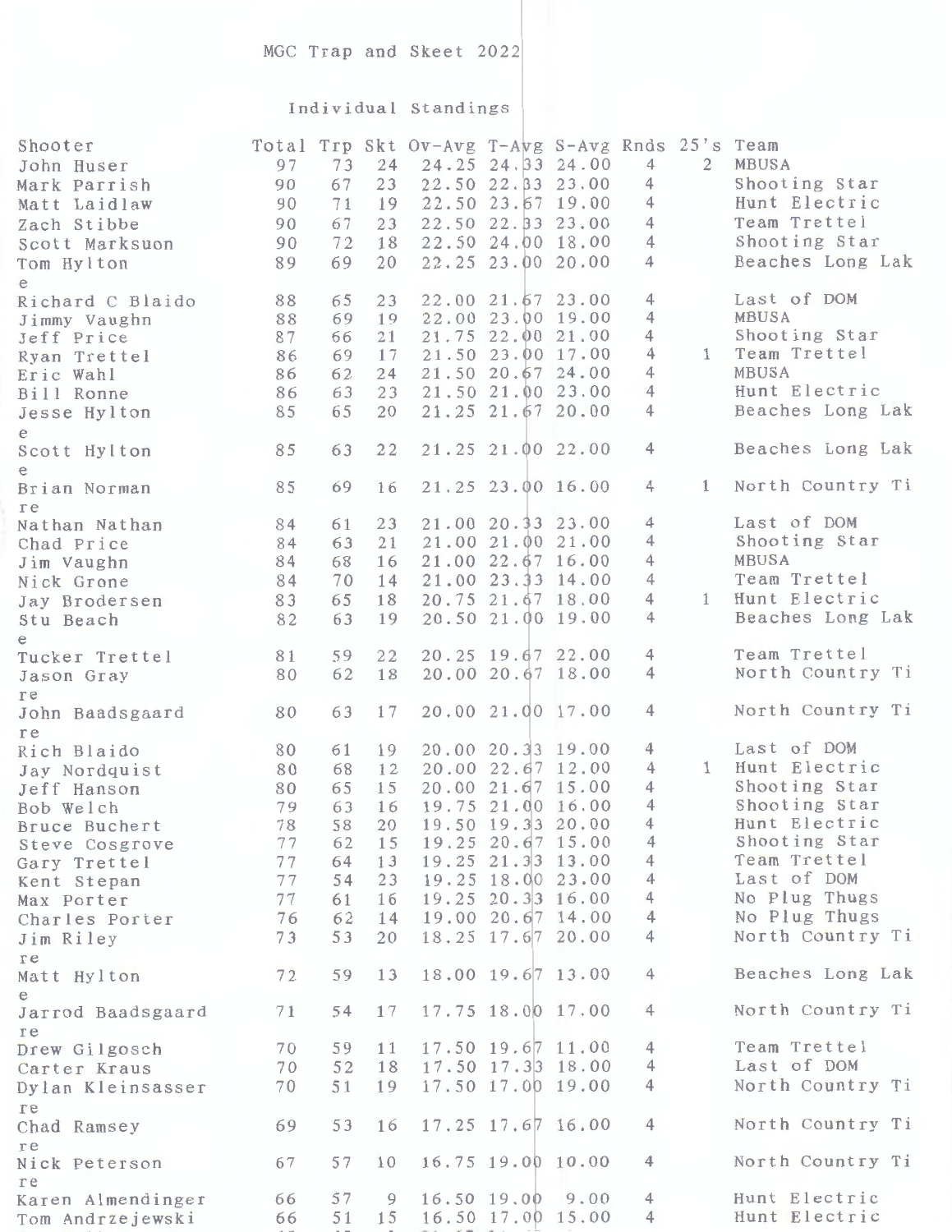MGC Trap and Skeet 2022

Individual Standings

| Shooter | Total | Trp | Skt | Ov-Avg | T-Avg | S-Avg | Rnds | 25's | Team |
|---|---|---|---|---|---|---|---|---|---|
| John Huser | 97 | 73 | 24 | 24.25 | 24.33 | 24.00 | 4 | 2 | MBUSA |
| Mark Parrish | 90 | 67 | 23 | 22.50 | 22.33 | 23.00 | 4 | | Shooting Star |
| Matt Laidlaw | 90 | 71 | 19 | 22.50 | 23.67 | 19.00 | 4 | | Hunt Electric |
| Zach Stibbe | 90 | 67 | 23 | 22.50 | 22.33 | 23.00 | 4 | | Team Trettel |
| Scott Marksuon | 90 | 72 | 18 | 22.50 | 24.00 | 18.00 | 4 | | Shooting Star |
| Tom Hylton | 89 | 69 | 20 | 22.25 | 23.00 | 20.00 | 4 | | Beaches Long Lake |
| Richard C Blaido | 88 | 65 | 23 | 22.00 | 21.67 | 23.00 | 4 | | Last of DOM |
| Jimmy Vaughn | 88 | 69 | 19 | 22.00 | 23.00 | 19.00 | 4 | | MBUSA |
| Jeff Price | 87 | 66 | 21 | 21.75 | 22.00 | 21.00 | 4 | | Shooting Star |
| Ryan Trettel | 86 | 69 | 17 | 21.50 | 23.00 | 17.00 | 4 | 1 | Team Trettel |
| Eric Wahl | 86 | 62 | 24 | 21.50 | 20.67 | 24.00 | 4 | | MBUSA |
| Bill Ronne | 86 | 63 | 23 | 21.50 | 21.00 | 23.00 | 4 | | Hunt Electric |
| Jesse Hylton | 85 | 65 | 20 | 21.25 | 21.67 | 20.00 | 4 | | Beaches Long Lake |
| Scott Hylton | 85 | 63 | 22 | 21.25 | 21.00 | 22.00 | 4 | | Beaches Long Lake |
| Brian Norman | 85 | 69 | 16 | 21.25 | 23.00 | 16.00 | 4 | 1 | North Country Tire |
| Nathan Nathan | 84 | 61 | 23 | 21.00 | 20.33 | 23.00 | 4 | | Last of DOM |
| Chad Price | 84 | 63 | 21 | 21.00 | 21.00 | 21.00 | 4 | | Shooting Star |
| Jim Vaughn | 84 | 68 | 16 | 21.00 | 22.67 | 16.00 | 4 | | MBUSA |
| Nick Grone | 84 | 70 | 14 | 21.00 | 23.33 | 14.00 | 4 | | Team Trettel |
| Jay Brodersen | 83 | 65 | 18 | 20.75 | 21.67 | 18.00 | 4 | 1 | Hunt Electric |
| Stu Beach | 82 | 63 | 19 | 20.50 | 21.00 | 19.00 | 4 | | Beaches Long Lake |
| Tucker Trettel | 81 | 59 | 22 | 20.25 | 19.67 | 22.00 | 4 | | Team Trettel |
| Jason Gray | 80 | 62 | 18 | 20.00 | 20.67 | 18.00 | 4 | | North Country Tire |
| John Baadsgaard | 80 | 63 | 17 | 20.00 | 21.00 | 17.00 | 4 | | North Country Tire |
| Rich Blaido | 80 | 61 | 19 | 20.00 | 20.33 | 19.00 | 4 | | Last of DOM |
| Jay Nordquist | 80 | 68 | 12 | 20.00 | 22.67 | 12.00 | 4 | 1 | Hunt Electric |
| Jeff Hanson | 80 | 65 | 15 | 20.00 | 21.67 | 15.00 | 4 | | Shooting Star |
| Bob Welch | 79 | 63 | 16 | 19.75 | 21.00 | 16.00 | 4 | | Shooting Star |
| Bruce Buchert | 78 | 58 | 20 | 19.50 | 19.33 | 20.00 | 4 | | Hunt Electric |
| Steve Cosgrove | 77 | 62 | 15 | 19.25 | 20.67 | 15.00 | 4 | | Shooting Star |
| Gary Trettel | 77 | 64 | 13 | 19.25 | 21.33 | 13.00 | 4 | | Team Trettel |
| Kent Stepan | 77 | 54 | 23 | 19.25 | 18.00 | 23.00 | 4 | | Last of DOM |
| Max Porter | 77 | 61 | 16 | 19.25 | 20.33 | 16.00 | 4 | | No Plug Thugs |
| Charles Porter | 76 | 62 | 14 | 19.00 | 20.67 | 14.00 | 4 | | No Plug Thugs |
| Jim Riley | 73 | 53 | 20 | 18.25 | 17.67 | 20.00 | 4 | | North Country Tire |
| Matt Hylton | 72 | 59 | 13 | 18.00 | 19.67 | 13.00 | 4 | | Beaches Long Lake |
| Jarrod Baadsgaard | 71 | 54 | 17 | 17.75 | 18.00 | 17.00 | 4 | | North Country Tire |
| Drew Gilgosch | 70 | 59 | 11 | 17.50 | 19.67 | 11.00 | 4 | | Team Trettel |
| Carter Kraus | 70 | 52 | 18 | 17.50 | 17.33 | 18.00 | 4 | | Last of DOM |
| Dylan Kleinsasser | 70 | 51 | 19 | 17.50 | 17.00 | 19.00 | 4 | | North Country Tire |
| Chad Ramsey | 69 | 53 | 16 | 17.25 | 17.67 | 16.00 | 4 | | North Country Tire |
| Nick Peterson | 67 | 57 | 10 | 16.75 | 19.00 | 10.00 | 4 | | North Country Tire |
| Karen Almendinger | 66 | 57 | 9 | 16.50 | 19.00 | 9.00 | 4 | | Hunt Electric |
| Tom Andrzejewski | 66 | 51 | 15 | 16.50 | 17.00 | 15.00 | 4 | | Hunt Electric |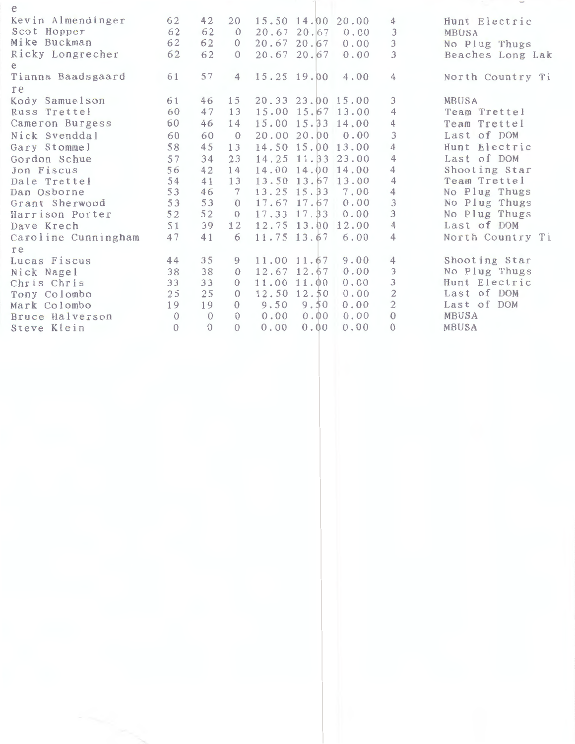| | | | | | | | | |
|---|---|---|---|---|---|---|---|---|
| e | | | | | | | | |
| Kevin Almendinger | 62 | 42 | 20 | 15.50 | 14.00 | 20.00 | 4 | Hunt Electric |
| Scot Hopper | 62 | 62 | 0 | 20.67 | 20.67 | 0.00 | 3 | MBUSA |
| Mike Buckman | 62 | 62 | 0 | 20.67 | 20.67 | 0.00 | 3 | No Plug Thugs |
| Ricky Longrecher | 62 | 62 | 0 | 20.67 | 20.67 | 0.00 | 3 | Beaches Long Lak |
| e | | | | | | | | |
| Tianna Baadsgaard | 61 | 57 | 4 | 15.25 | 19.00 | 4.00 | 4 | North Country Ti |
| re | | | | | | | | |
| Kody Samuelson | 61 | 46 | 15 | 20.33 | 23.00 | 15.00 | 3 | MBUSA |
| Russ Trettel | 60 | 47 | 13 | 15.00 | 15.67 | 13.00 | 4 | Team Trettel |
| Cameron Burgess | 60 | 46 | 14 | 15.00 | 15.33 | 14.00 | 4 | Team Trettel |
| Nick Svenddal | 60 | 60 | 0 | 20.00 | 20.00 | 0.00 | 3 | Last of DOM |
| Gary Stommel | 58 | 45 | 13 | 14.50 | 15.00 | 13.00 | 4 | Hunt Electric |
| Gordon Schue | 57 | 34 | 23 | 14.25 | 11.33 | 23.00 | 4 | Last of DOM |
| Jon Fiscus | 56 | 42 | 14 | 14.00 | 14.00 | 14.00 | 4 | Shooting Star |
| Dale Trettel | 54 | 41 | 13 | 13.50 | 13.67 | 13.00 | 4 | Team Trettel |
| Dan Osborne | 53 | 46 | 7 | 13.25 | 15.33 | 7.00 | 4 | No Plug Thugs |
| Grant Sherwood | 53 | 53 | 0 | 17.67 | 17.67 | 0.00 | 3 | No Plug Thugs |
| Harrison Porter | 52 | 52 | 0 | 17.33 | 17.33 | 0.00 | 3 | No Plug Thugs |
| Dave Krech | 51 | 39 | 12 | 12.75 | 13.00 | 12.00 | 4 | Last of DOM |
| Caroline Cunningham | 47 | 41 | 6 | 11.75 | 13.67 | 6.00 | 4 | North Country Ti |
| re | | | | | | | | |
| Lucas Fiscus | 44 | 35 | 9 | 11.00 | 11.67 | 9.00 | 4 | Shooting Star |
| Nick Nagel | 38 | 38 | 0 | 12.67 | 12.67 | 0.00 | 3 | No Plug Thugs |
| Chris Chris | 33 | 33 | 0 | 11.00 | 11.00 | 0.00 | 3 | Hunt Electric |
| Tony Colombo | 25 | 25 | 0 | 12.50 | 12.50 | 0.00 | 2 | Last of DOM |
| Mark Colombo | 19 | 19 | 0 | 9.50 | 9.50 | 0.00 | 2 | Last of DOM |
| Bruce Halverson | 0 | 0 | 0 | 0.00 | 0.00 | 0.00 | 0 | MBUSA |
| Steve Klein | 0 | 0 | 0 | 0.00 | 0.00 | 0.00 | 0 | MBUSA |